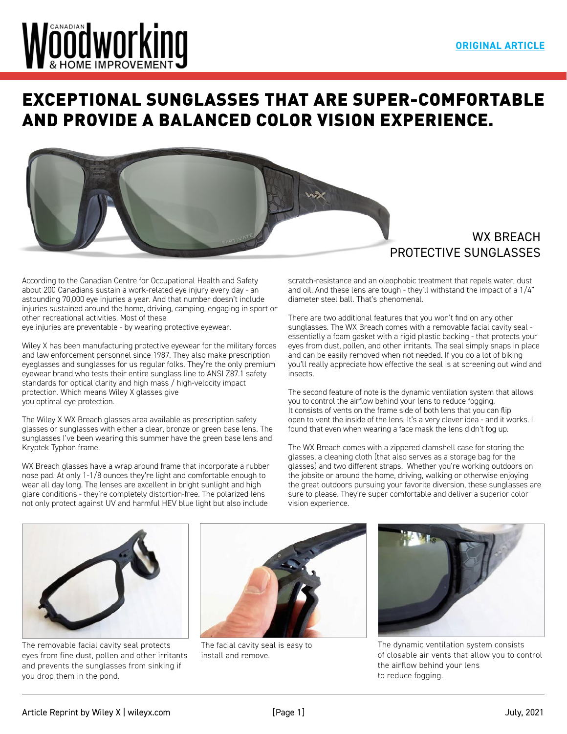# EXCEPTIONAL SUNGLASSES THAT ARE SUPER-COMFORTABLE AND PROVIDE A BALANCED COLOR VISION EXPERIENCE.

## WX BREACH PROTECTIVE SUNGLASSES

According to the Canadian Centre for Occupational Health and Safety about 200 Canadians sustain a work-related eye injury every day - an astounding 70,000 eye injuries a year. And that number doesn't include injuries sustained around the home, driving, camping, engaging in sport or other recreational activities. Most of these eye injuries are preventable - by wearing protective eyewear.

Wiley X has been manufacturing protective eyewear for the military forces and law enforcement personnel since 1987. They also make prescription eyeglasses and sunglasses for us regular folks. They're the only premium eyewear brand who tests their entire sunglass line to ANSI Z87.1 safety standards for optical clarity and high mass / high-velocity impact protection. Which means Wiley X glasses give you optimal eye protection.

The Wiley X WX Breach glasses area available as prescription safety glasses or sunglasses with either a clear, bronze or green base lens. The sunglasses I've been wearing this summer have the green base lens and Kryptek Typhon frame.

WX Breach glasses have a wrap around frame that incorporate a rubber nose pad. At only 1-1/8 ounces they're light and comfortable enough to wear all day long. The lenses are excellent in bright sunlight and high glare conditions - they're completely distortion-free. The polarized lens not only protect against UV and harmful HEV blue light but also include scratch-resistance and an oleophobic treatment that repels water, dust and oil. And these lens are tough - they'll withstand the impact of a 1/4" diameter steel ball. That's phenomenal.

There are two additional features that you won't find on any other sunglasses. The WX Breach comes with a removable facial cavity seal - essentially a foam gasket with a rigid plastic backing - that protects your eyes from dust, pollen, and other irritants. The seal simply snaps in place and can be easily removed when not needed. If you do a lot of biking you'll really appreciate how effective the seal is at screening out wind and insects.

The second feature of note is the dynamic ventilation system that allows you to control the airflow behind your lens to reduce fogging. It consists of vents on the frame side of both lens that you can flip open to vent the inside of the lens. It's a very clever idea - and it works. I found that even when wearing a face mask the lens didn't fog up.

The WX Breach comes with a zippered clamshell case for storing the glasses, a cleaning cloth (that also serves as a storage bag for the glasses) and two different straps. Whether you're working outdoors on the jobsite or around the home, driving, walking or otherwise enjoying the great outdoors pursuing your favorite diversion, these sunglasses are sure to please. They're super comfortable and deliver a superior color vision experience.

The removable facial cavity seal protects eyes from fine dust, pollen and other irritants and prevents the sunglasses from sinking if you drop them in the pond.

The facial cavity seal is easy to install and remove.

The dynamic ventilation system consists of closable air vents that allow you to control the airflow behind your lens to reduce fogging.

Article Reprint by Wiley X | wileyx.com

July, 2021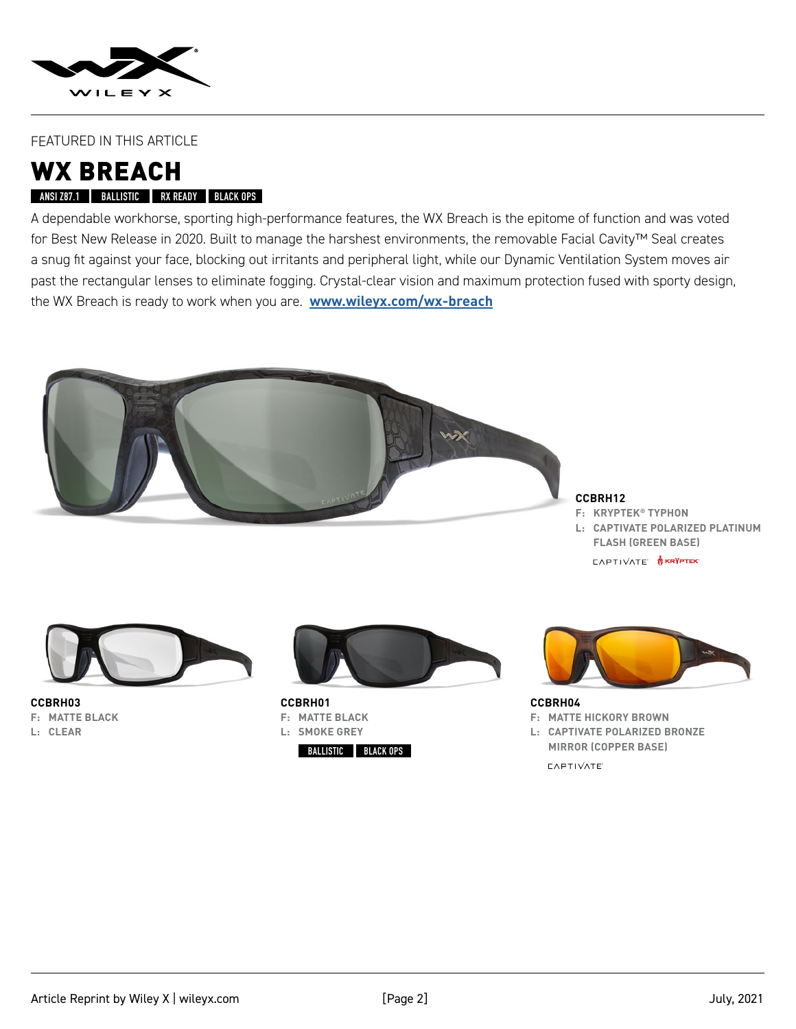FEATURED IN THIS ARTICLE

# WX BREACH

ANSI Z87.1 | BALLISTIC | RX READY | BLACK OPS

A dependable workhorse, sporting high-performance features, the WX Breach is the epitome of function and was voted for Best New Release in 2020. Built to manage the harshest environments, the removable Facial Cavity™ Seal creates a snug fit against your face, blocking out irritants and peripheral light, while our Dynamic Ventilation System moves air past the rectangular lenses to eliminate fogging. Crystal-clear vision and maximum protection fused with sporty design, the WX Breach is ready to work when you are. **www.wileyx.com/wx-breach**

**CCBRH12**
**F: KRYPTEK® TYPHON**
**L: CAPTIVATE POLARIZED PLATINUM FLASH (GREEN BASE)**
CAPTIVATE · KRYPTEK

**CCBRH03**
**F: MATTE BLACK**
**L: CLEAR**

**CCBRH01**
**F: MATTE BLACK**
**L: SMOKE GREY**
BALLISTIC | BLACK OPS

**CCBRH04**
**F: MATTE HICKORY BROWN**
**L: CAPTIVATE POLARIZED BRONZE MIRROR (COPPER BASE)**
CAPTIVATE